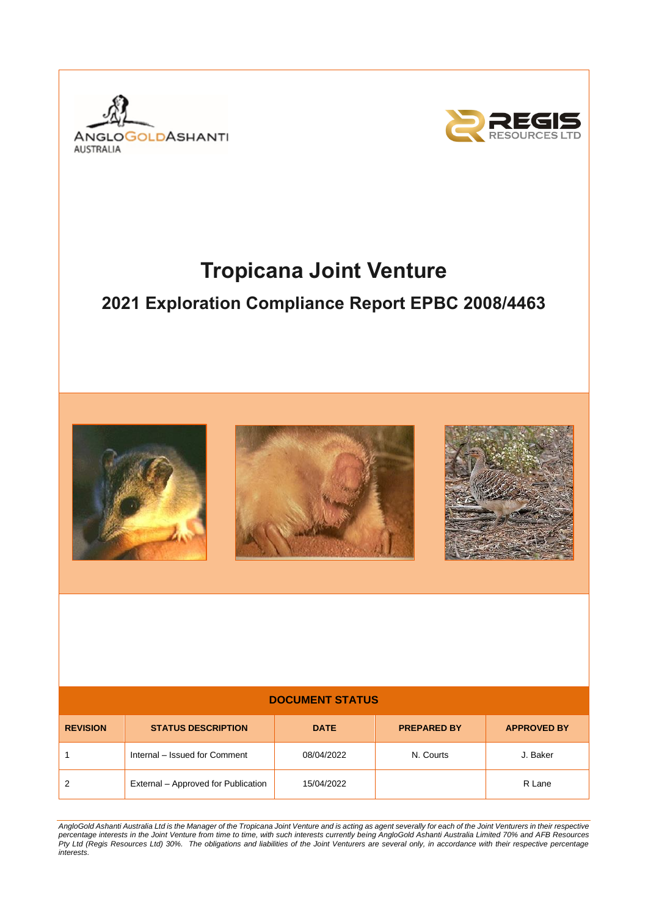# Tropicana Joint Venture

## 2021 Exploration Compliance Report EPBC 2008/4463

| DOCUMENT STATUS | | | | |
|---|---|---|---|---|
| **REVISION** | **STATUS DESCRIPTION** | **DATE** | **PREPARED BY** | **APPROVED BY** |
| 1 | Internal – Issued for Comment | 08/04/2022 | N. Courts | J. Baker |
| 2 | External – Approved for Publication | 15/04/2022 | | R Lane |

*AngloGold Ashanti Australia Ltd is the Manager of the Tropicana Joint Venture and is acting as agent severally for each of the Joint Venturers in their respective percentage interests in the Joint Venture from time to time, with such interests currently being AngloGold Ashanti Australia Limited 70% and AFB Resources Pty Ltd (Regis Resources Ltd) 30%. The obligations and liabilities of the Joint Venturers are several only, in accordance with their respective percentage interests.*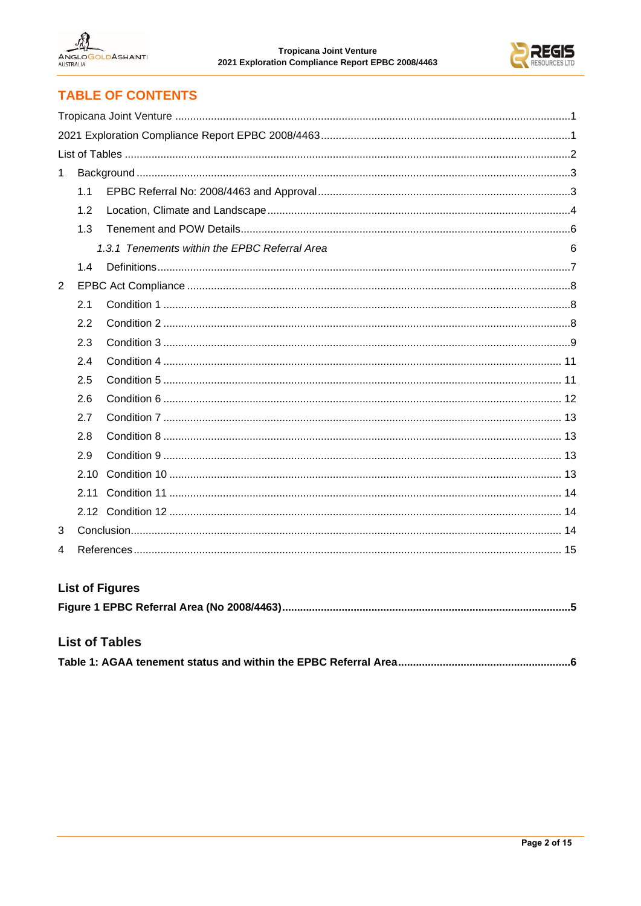# TABLE OF CONTENTS

Tropicana Joint Venture ....................................................................................................1
2021 Exploration Compliance Report EPBC 2008/4463....................................................1
List of Tables ....................................................................................................................2

1 Background .................................................................................................................3
  - 1.1 EPBC Referral No: 2008/4463 and Approval ....................................................3
  - 1.2 Location, Climate and Landscape .....................................................................4
  - 1.3 Tenement and POW Details..............................................................................6
    - *1.3.1 Tenements within the EPBC Referral Area* 6
  - 1.4 Definitions..........................................................................................................7

2 EPBC Act Compliance ..................................................................................................8
  - 2.1 Condition 1 .........................................................................................................8
  - 2.2 Condition 2 .........................................................................................................8
  - 2.3 Condition 3 .........................................................................................................9
  - 2.4 Condition 4 ....................................................................................................... 11
  - 2.5 Condition 5 ....................................................................................................... 11
  - 2.6 Condition 6 ....................................................................................................... 12
  - 2.7 Condition 7 ....................................................................................................... 13
  - 2.8 Condition 8 ....................................................................................................... 13
  - 2.9 Condition 9 ....................................................................................................... 13
  - 2.10 Condition 10 ..................................................................................................... 13
  - 2.11 Condition 11 ..................................................................................................... 14
  - 2.12 Condition 12 ..................................................................................................... 14

3 Conclusion................................................................................................................. 14

4 References ................................................................................................................. 15

## List of Figures

**Figure 1 EPBC Referral Area (No 2008/4463)...............................................................................5**

## List of Tables

**Table 1: AGAA tenement status and within the EPBC Referral Area.........................................................6**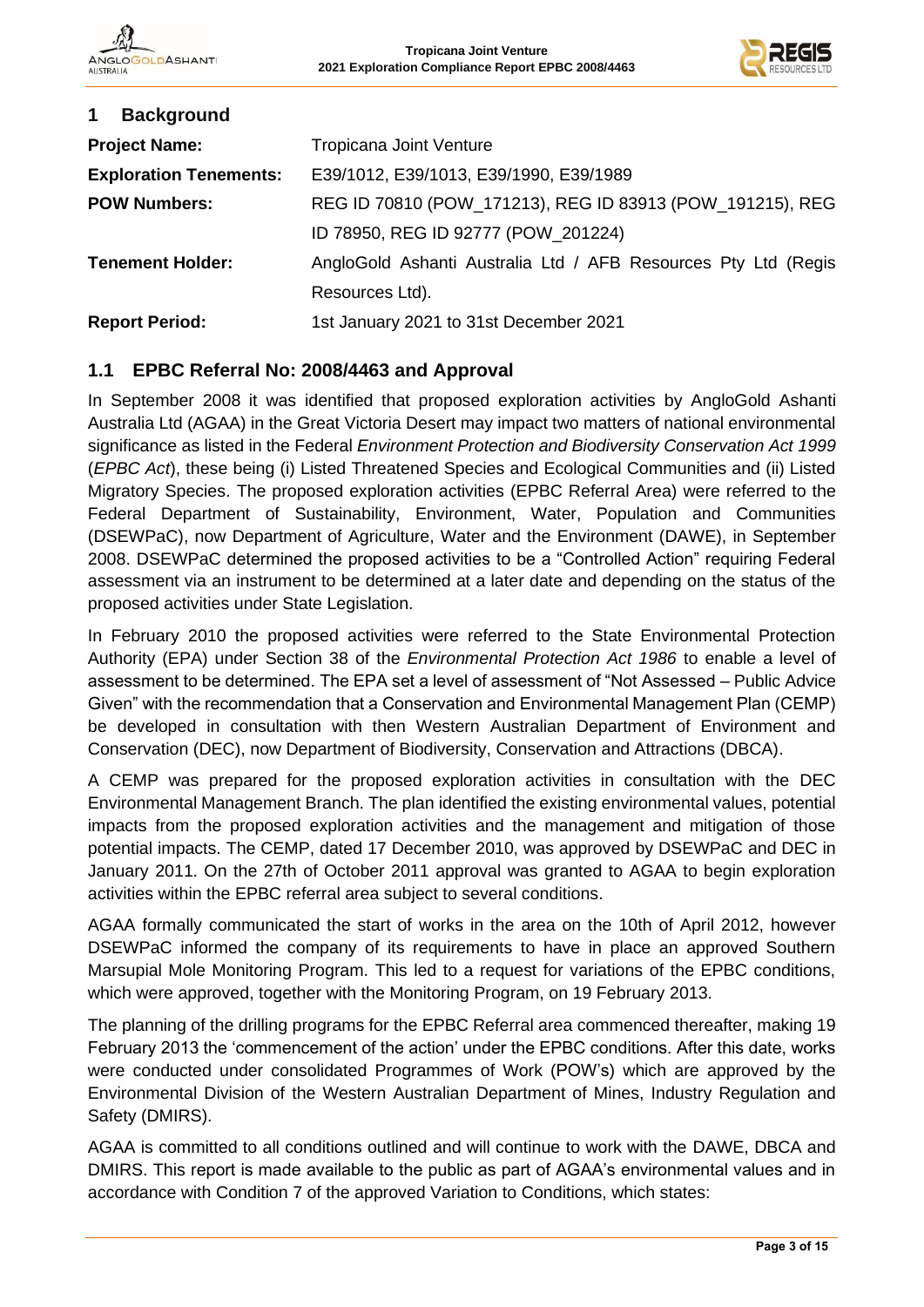# 1 Background

| | |
|---|---|
| **Project Name:** | Tropicana Joint Venture |
| **Exploration Tenements:** | E39/1012, E39/1013, E39/1990, E39/1989 |
| **POW Numbers:** | REG ID 70810 (POW_171213), REG ID 83913 (POW_191215), REG ID 78950, REG ID 92777 (POW_201224) |
| **Tenement Holder:** | AngloGold Ashanti Australia Ltd / AFB Resources Pty Ltd (Regis Resources Ltd). |
| **Report Period:** | 1st January 2021 to 31st December 2021 |

## 1.1 EPBC Referral No: 2008/4463 and Approval

In September 2008 it was identified that proposed exploration activities by AngloGold Ashanti Australia Ltd (AGAA) in the Great Victoria Desert may impact two matters of national environmental significance as listed in the Federal *Environment Protection and Biodiversity Conservation Act 1999* (*EPBC Act*), these being (i) Listed Threatened Species and Ecological Communities and (ii) Listed Migratory Species. The proposed exploration activities (EPBC Referral Area) were referred to the Federal Department of Sustainability, Environment, Water, Population and Communities (DSEWPaC), now Department of Agriculture, Water and the Environment (DAWE), in September 2008. DSEWPaC determined the proposed activities to be a "Controlled Action" requiring Federal assessment via an instrument to be determined at a later date and depending on the status of the proposed activities under State Legislation.

In February 2010 the proposed activities were referred to the State Environmental Protection Authority (EPA) under Section 38 of the *Environmental Protection Act 1986* to enable a level of assessment to be determined. The EPA set a level of assessment of "Not Assessed – Public Advice Given" with the recommendation that a Conservation and Environmental Management Plan (CEMP) be developed in consultation with then Western Australian Department of Environment and Conservation (DEC), now Department of Biodiversity, Conservation and Attractions (DBCA).

A CEMP was prepared for the proposed exploration activities in consultation with the DEC Environmental Management Branch. The plan identified the existing environmental values, potential impacts from the proposed exploration activities and the management and mitigation of those potential impacts. The CEMP, dated 17 December 2010, was approved by DSEWPaC and DEC in January 2011. On the 27th of October 2011 approval was granted to AGAA to begin exploration activities within the EPBC referral area subject to several conditions.

AGAA formally communicated the start of works in the area on the 10th of April 2012, however DSEWPaC informed the company of its requirements to have in place an approved Southern Marsupial Mole Monitoring Program. This led to a request for variations of the EPBC conditions, which were approved, together with the Monitoring Program, on 19 February 2013.

The planning of the drilling programs for the EPBC Referral area commenced thereafter, making 19 February 2013 the 'commencement of the action' under the EPBC conditions. After this date, works were conducted under consolidated Programmes of Work (POW's) which are approved by the Environmental Division of the Western Australian Department of Mines, Industry Regulation and Safety (DMIRS).

AGAA is committed to all conditions outlined and will continue to work with the DAWE, DBCA and DMIRS. This report is made available to the public as part of AGAA's environmental values and in accordance with Condition 7 of the approved Variation to Conditions, which states: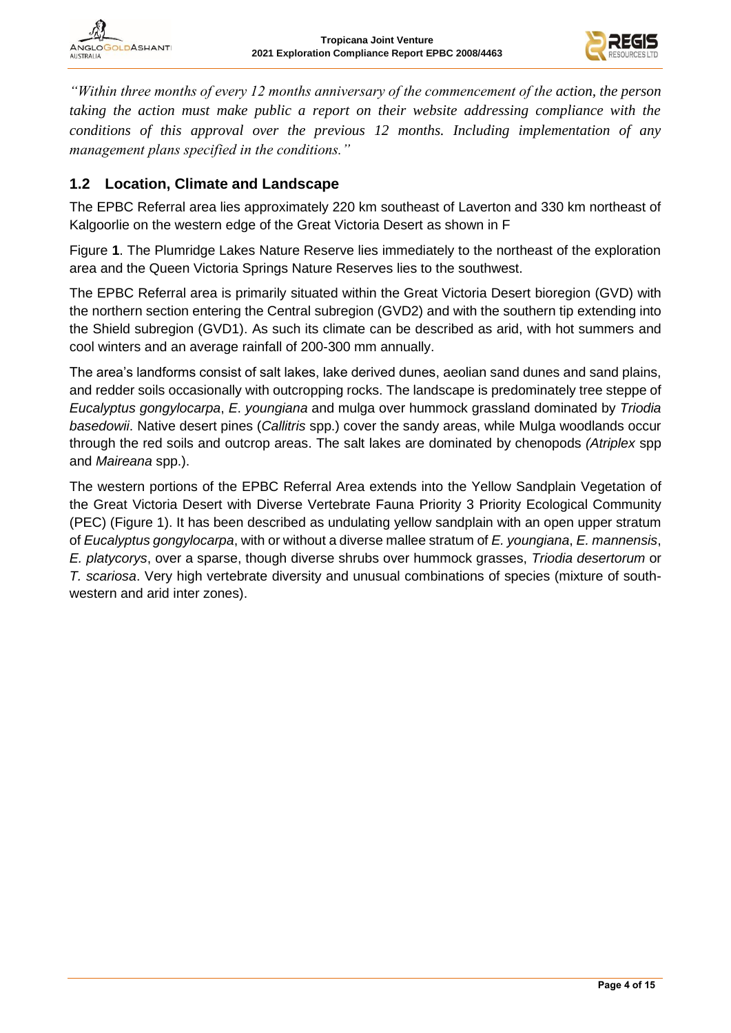*"Within three months of every 12 months anniversary of the commencement of the action, the person taking the action must make public a report on their website addressing compliance with the conditions of this approval over the previous 12 months. Including implementation of any management plans specified in the conditions."*

## 1.2 Location, Climate and Landscape

The EPBC Referral area lies approximately 220 km southeast of Laverton and 330 km northeast of Kalgoorlie on the western edge of the Great Victoria Desert as shown in F

Figure **1**. The Plumridge Lakes Nature Reserve lies immediately to the northeast of the exploration area and the Queen Victoria Springs Nature Reserves lies to the southwest.

The EPBC Referral area is primarily situated within the Great Victoria Desert bioregion (GVD) with the northern section entering the Central subregion (GVD2) and with the southern tip extending into the Shield subregion (GVD1). As such its climate can be described as arid, with hot summers and cool winters and an average rainfall of 200-300 mm annually.

The area's landforms consist of salt lakes, lake derived dunes, aeolian sand dunes and sand plains, and redder soils occasionally with outcropping rocks. The landscape is predominately tree steppe of *Eucalyptus gongylocarpa*, *E. youngiana* and mulga over hummock grassland dominated by *Triodia basedowii*. Native desert pines (*Callitris* spp.) cover the sandy areas, while Mulga woodlands occur through the red soils and outcrop areas. The salt lakes are dominated by chenopods *(Atriplex* spp and *Maireana* spp.).

The western portions of the EPBC Referral Area extends into the Yellow Sandplain Vegetation of the Great Victoria Desert with Diverse Vertebrate Fauna Priority 3 Priority Ecological Community (PEC) (Figure 1). It has been described as undulating yellow sandplain with an open upper stratum of *Eucalyptus gongylocarpa*, with or without a diverse mallee stratum of *E. youngiana*, *E. mannensis*, *E. platycorys*, over a sparse, though diverse shrubs over hummock grasses, *Triodia desertorum* or *T. scariosa*. Very high vertebrate diversity and unusual combinations of species (mixture of south-western and arid inter zones).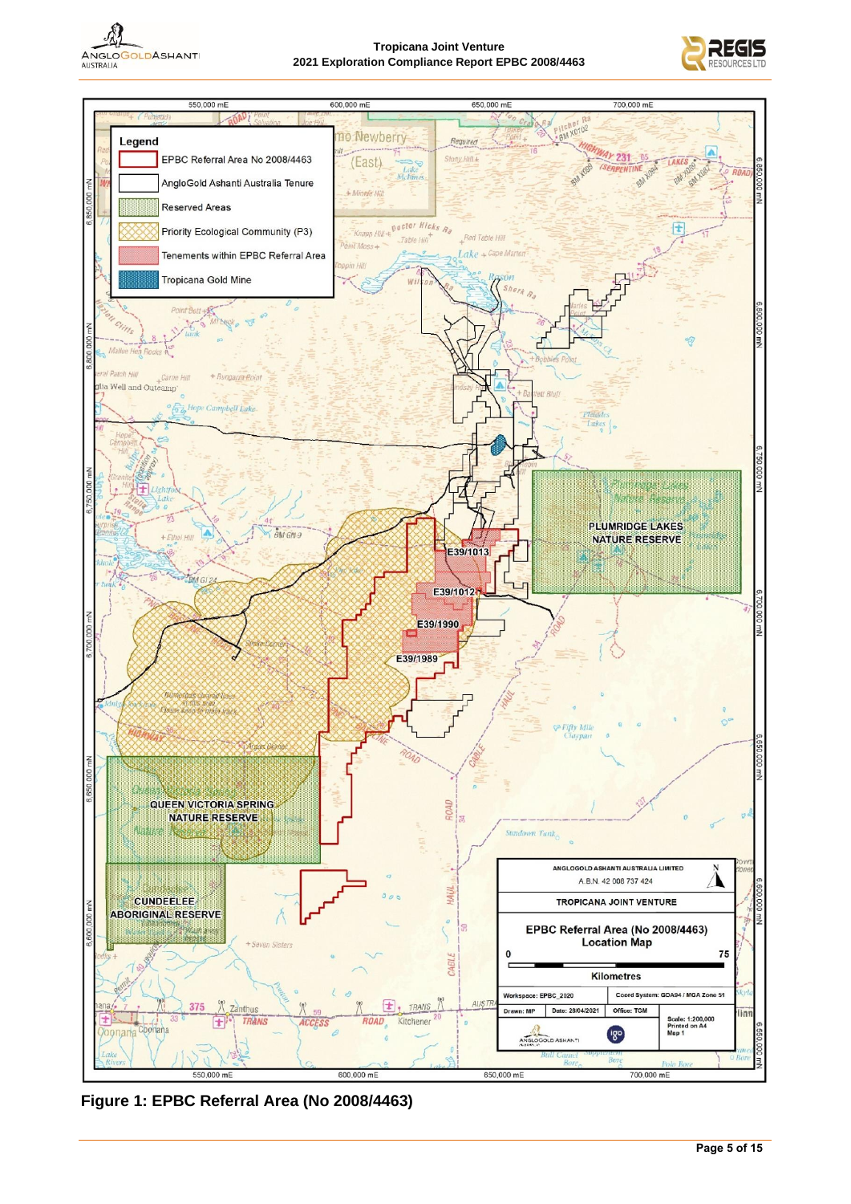**Figure 1: EPBC Referral Area (No 2008/4463)**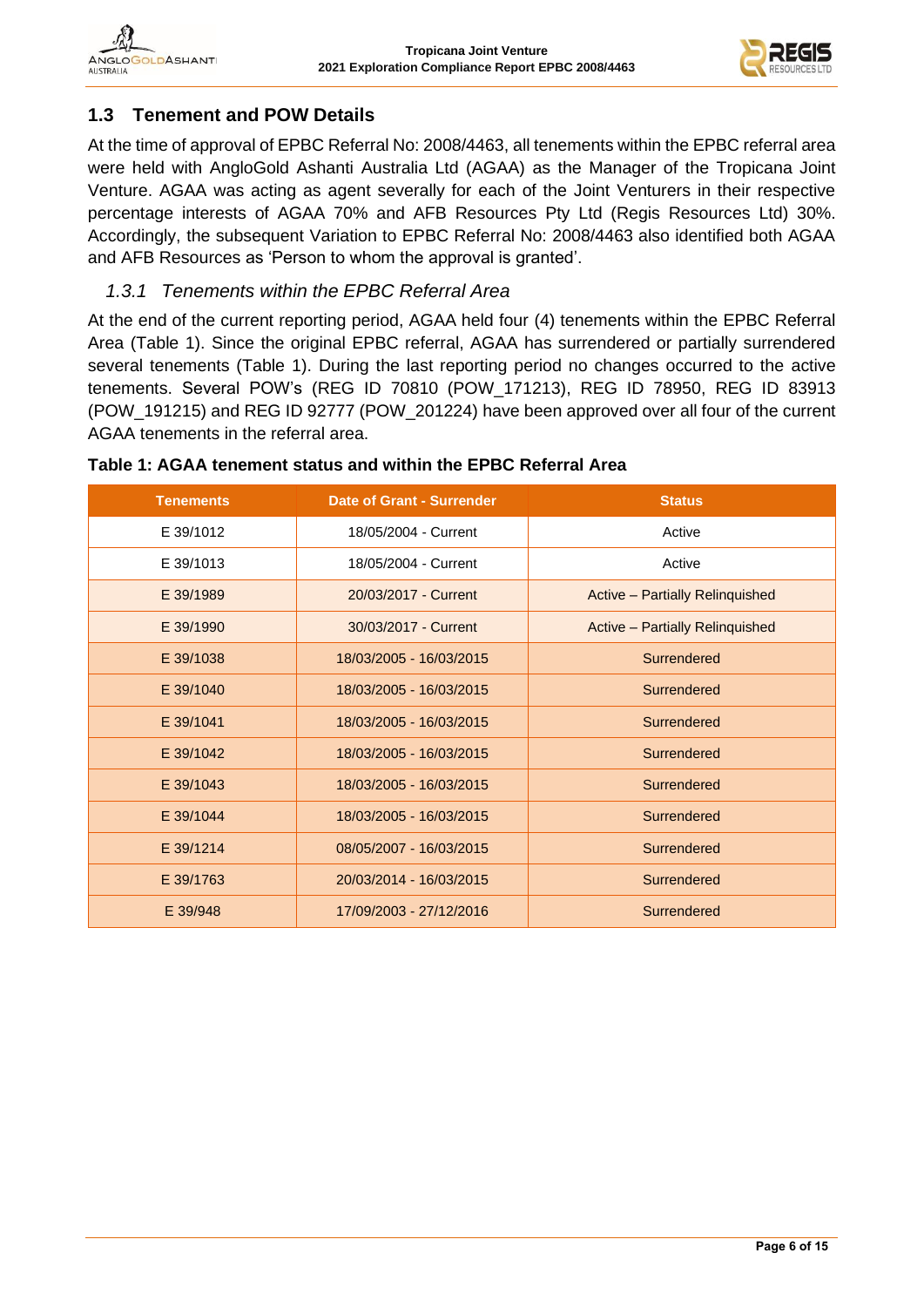## 1.3 Tenement and POW Details

At the time of approval of EPBC Referral No: 2008/4463, all tenements within the EPBC referral area were held with AngloGold Ashanti Australia Ltd (AGAA) as the Manager of the Tropicana Joint Venture. AGAA was acting as agent severally for each of the Joint Venturers in their respective percentage interests of AGAA 70% and AFB Resources Pty Ltd (Regis Resources Ltd) 30%. Accordingly, the subsequent Variation to EPBC Referral No: 2008/4463 also identified both AGAA and AFB Resources as 'Person to whom the approval is granted'.

### *1.3.1 Tenements within the EPBC Referral Area*

At the end of the current reporting period, AGAA held four (4) tenements within the EPBC Referral Area (Table 1). Since the original EPBC referral, AGAA has surrendered or partially surrendered several tenements (Table 1). During the last reporting period no changes occurred to the active tenements. Several POW's (REG ID 70810 (POW_171213), REG ID 78950, REG ID 83913 (POW_191215) and REG ID 92777 (POW_201224) have been approved over all four of the current AGAA tenements in the referral area.

**Table 1: AGAA tenement status and within the EPBC Referral Area**

| Tenements | Date of Grant - Surrender | Status |
|---|---|---|
| E 39/1012 | 18/05/2004 - Current | Active |
| E 39/1013 | 18/05/2004 - Current | Active |
| E 39/1989 | 20/03/2017 - Current | Active – Partially Relinquished |
| E 39/1990 | 30/03/2017 - Current | Active – Partially Relinquished |
| E 39/1038 | 18/03/2005 - 16/03/2015 | Surrendered |
| E 39/1040 | 18/03/2005 - 16/03/2015 | Surrendered |
| E 39/1041 | 18/03/2005 - 16/03/2015 | Surrendered |
| E 39/1042 | 18/03/2005 - 16/03/2015 | Surrendered |
| E 39/1043 | 18/03/2005 - 16/03/2015 | Surrendered |
| E 39/1044 | 18/03/2005 - 16/03/2015 | Surrendered |
| E 39/1214 | 08/05/2007 - 16/03/2015 | Surrendered |
| E 39/1763 | 20/03/2014 - 16/03/2015 | Surrendered |
| E 39/948 | 17/09/2003 - 27/12/2016 | Surrendered |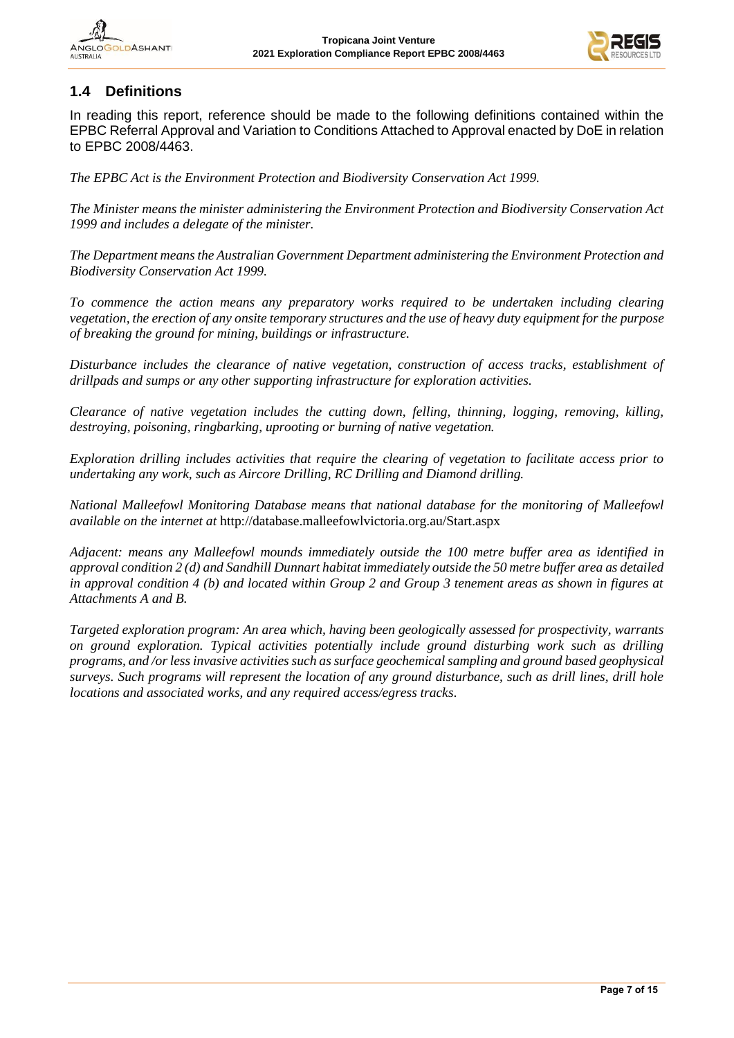## 1.4 Definitions

In reading this report, reference should be made to the following definitions contained within the EPBC Referral Approval and Variation to Conditions Attached to Approval enacted by DoE in relation to EPBC 2008/4463.

*The EPBC Act is the Environment Protection and Biodiversity Conservation Act 1999.*

*The Minister means the minister administering the Environment Protection and Biodiversity Conservation Act 1999 and includes a delegate of the minister.*

*The Department means the Australian Government Department administering the Environment Protection and Biodiversity Conservation Act 1999.*

*To commence the action means any preparatory works required to be undertaken including clearing vegetation, the erection of any onsite temporary structures and the use of heavy duty equipment for the purpose of breaking the ground for mining, buildings or infrastructure.*

*Disturbance includes the clearance of native vegetation, construction of access tracks, establishment of drillpads and sumps or any other supporting infrastructure for exploration activities.*

*Clearance of native vegetation includes the cutting down, felling, thinning, logging, removing, killing, destroying, poisoning, ringbarking, uprooting or burning of native vegetation.*

*Exploration drilling includes activities that require the clearing of vegetation to facilitate access prior to undertaking any work, such as Aircore Drilling, RC Drilling and Diamond drilling.*

*National Malleefowl Monitoring Database means that national database for the monitoring of Malleefowl available on the internet at* http://database.malleefowlvictoria.org.au/Start.aspx

*Adjacent: means any Malleefowl mounds immediately outside the 100 metre buffer area as identified in approval condition 2 (d) and Sandhill Dunnart habitat immediately outside the 50 metre buffer area as detailed in approval condition 4 (b) and located within Group 2 and Group 3 tenement areas as shown in figures at Attachments A and B.*

*Targeted exploration program: An area which, having been geologically assessed for prospectivity, warrants on ground exploration. Typical activities potentially include ground disturbing work such as drilling programs, and /or less invasive activities such as surface geochemical sampling and ground based geophysical surveys. Such programs will represent the location of any ground disturbance, such as drill lines, drill hole locations and associated works, and any required access/egress tracks.*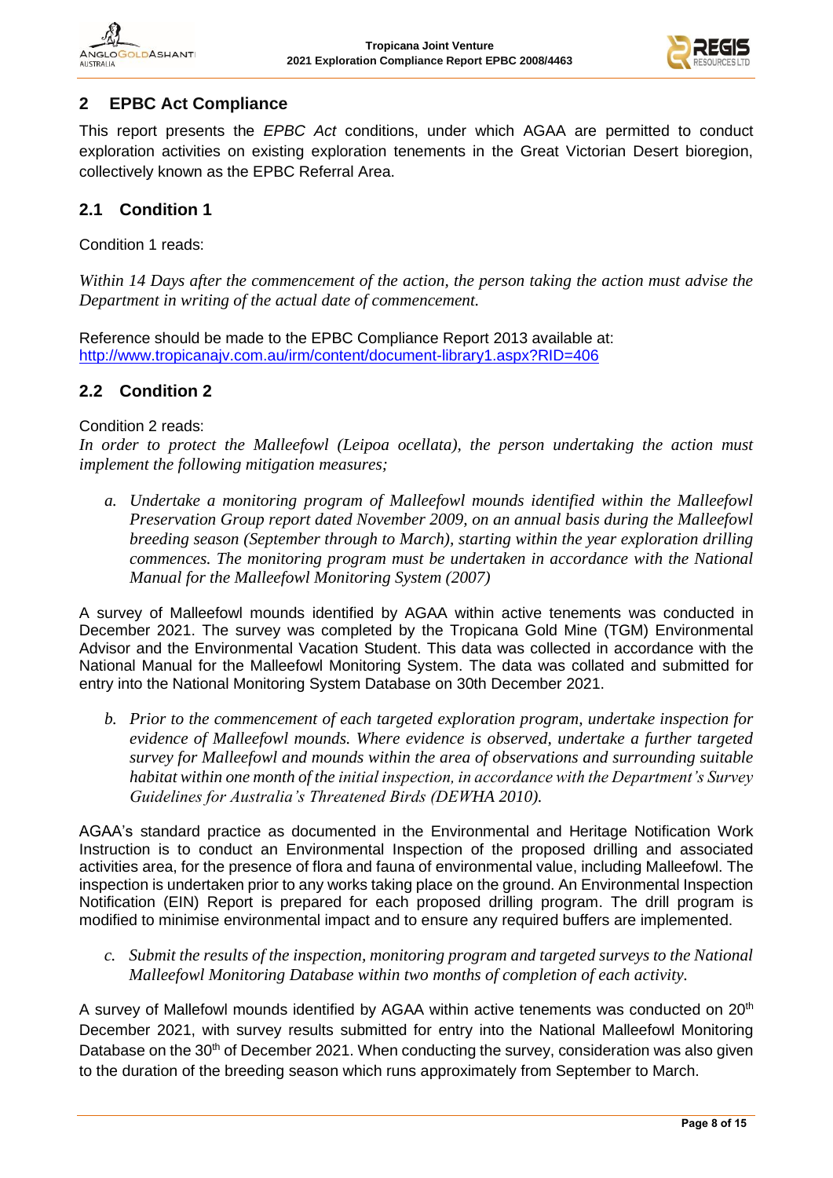## 2 EPBC Act Compliance

This report presents the *EPBC Act* conditions, under which AGAA are permitted to conduct exploration activities on existing exploration tenements in the Great Victorian Desert bioregion, collectively known as the EPBC Referral Area.

### 2.1 Condition 1

Condition 1 reads:

*Within 14 Days after the commencement of the action, the person taking the action must advise the Department in writing of the actual date of commencement.*

Reference should be made to the EPBC Compliance Report 2013 available at:
http://www.tropicanajv.com.au/irm/content/document-library1.aspx?RID=406

### 2.2 Condition 2

Condition 2 reads:
*In order to protect the Malleefowl (Leipoa ocellata), the person undertaking the action must implement the following mitigation measures;*

*a. Undertake a monitoring program of Malleefowl mounds identified within the Malleefowl Preservation Group report dated November 2009, on an annual basis during the Malleefowl breeding season (September through to March), starting within the year exploration drilling commences. The monitoring program must be undertaken in accordance with the National Manual for the Malleefowl Monitoring System (2007)*

A survey of Malleefowl mounds identified by AGAA within active tenements was conducted in December 2021. The survey was completed by the Tropicana Gold Mine (TGM) Environmental Advisor and the Environmental Vacation Student. This data was collected in accordance with the National Manual for the Malleefowl Monitoring System. The data was collated and submitted for entry into the National Monitoring System Database on 30th December 2021.

*b. Prior to the commencement of each targeted exploration program, undertake inspection for evidence of Malleefowl mounds. Where evidence is observed, undertake a further targeted survey for Malleefowl and mounds within the area of observations and surrounding suitable habitat within one month of the initial inspection, in accordance with the Department's Survey Guidelines for Australia's Threatened Birds (DEWHA 2010).*

AGAA's standard practice as documented in the Environmental and Heritage Notification Work Instruction is to conduct an Environmental Inspection of the proposed drilling and associated activities area, for the presence of flora and fauna of environmental value, including Malleefowl. The inspection is undertaken prior to any works taking place on the ground. An Environmental Inspection Notification (EIN) Report is prepared for each proposed drilling program. The drill program is modified to minimise environmental impact and to ensure any required buffers are implemented.

*c. Submit the results of the inspection, monitoring program and targeted surveys to the National Malleefowl Monitoring Database within two months of completion of each activity.*

A survey of Mallefowl mounds identified by AGAA within active tenements was conducted on 20th December 2021, with survey results submitted for entry into the National Malleefowl Monitoring Database on the 30th of December 2021. When conducting the survey, consideration was also given to the duration of the breeding season which runs approximately from September to March.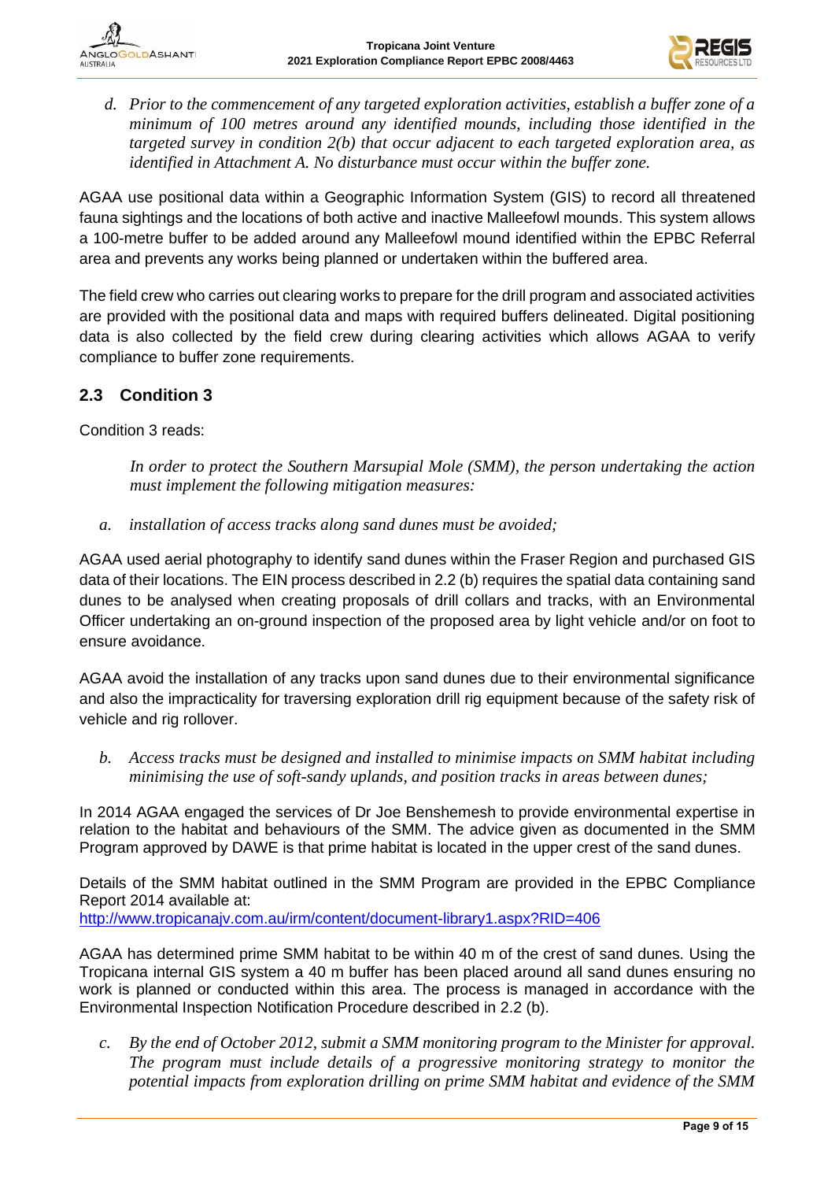*d. Prior to the commencement of any targeted exploration activities, establish a buffer zone of a minimum of 100 metres around any identified mounds, including those identified in the targeted survey in condition 2(b) that occur adjacent to each targeted exploration area, as identified in Attachment A. No disturbance must occur within the buffer zone.*

AGAA use positional data within a Geographic Information System (GIS) to record all threatened fauna sightings and the locations of both active and inactive Malleefowl mounds. This system allows a 100-metre buffer to be added around any Malleefowl mound identified within the EPBC Referral area and prevents any works being planned or undertaken within the buffered area.

The field crew who carries out clearing works to prepare for the drill program and associated activities are provided with the positional data and maps with required buffers delineated. Digital positioning data is also collected by the field crew during clearing activities which allows AGAA to verify compliance to buffer zone requirements.

## 2.3 Condition 3

Condition 3 reads:

*In order to protect the Southern Marsupial Mole (SMM), the person undertaking the action must implement the following mitigation measures:*

*a. installation of access tracks along sand dunes must be avoided;*

AGAA used aerial photography to identify sand dunes within the Fraser Region and purchased GIS data of their locations. The EIN process described in 2.2 (b) requires the spatial data containing sand dunes to be analysed when creating proposals of drill collars and tracks, with an Environmental Officer undertaking an on-ground inspection of the proposed area by light vehicle and/or on foot to ensure avoidance.

AGAA avoid the installation of any tracks upon sand dunes due to their environmental significance and also the impracticality for traversing exploration drill rig equipment because of the safety risk of vehicle and rig rollover.

*b. Access tracks must be designed and installed to minimise impacts on SMM habitat including minimising the use of soft-sandy uplands, and position tracks in areas between dunes;*

In 2014 AGAA engaged the services of Dr Joe Benshemesh to provide environmental expertise in relation to the habitat and behaviours of the SMM. The advice given as documented in the SMM Program approved by DAWE is that prime habitat is located in the upper crest of the sand dunes.

Details of the SMM habitat outlined in the SMM Program are provided in the EPBC Compliance Report 2014 available at:
http://www.tropicanajv.com.au/irm/content/document-library1.aspx?RID=406

AGAA has determined prime SMM habitat to be within 40 m of the crest of sand dunes. Using the Tropicana internal GIS system a 40 m buffer has been placed around all sand dunes ensuring no work is planned or conducted within this area. The process is managed in accordance with the Environmental Inspection Notification Procedure described in 2.2 (b).

*c. By the end of October 2012, submit a SMM monitoring program to the Minister for approval. The program must include details of a progressive monitoring strategy to monitor the potential impacts from exploration drilling on prime SMM habitat and evidence of the SMM*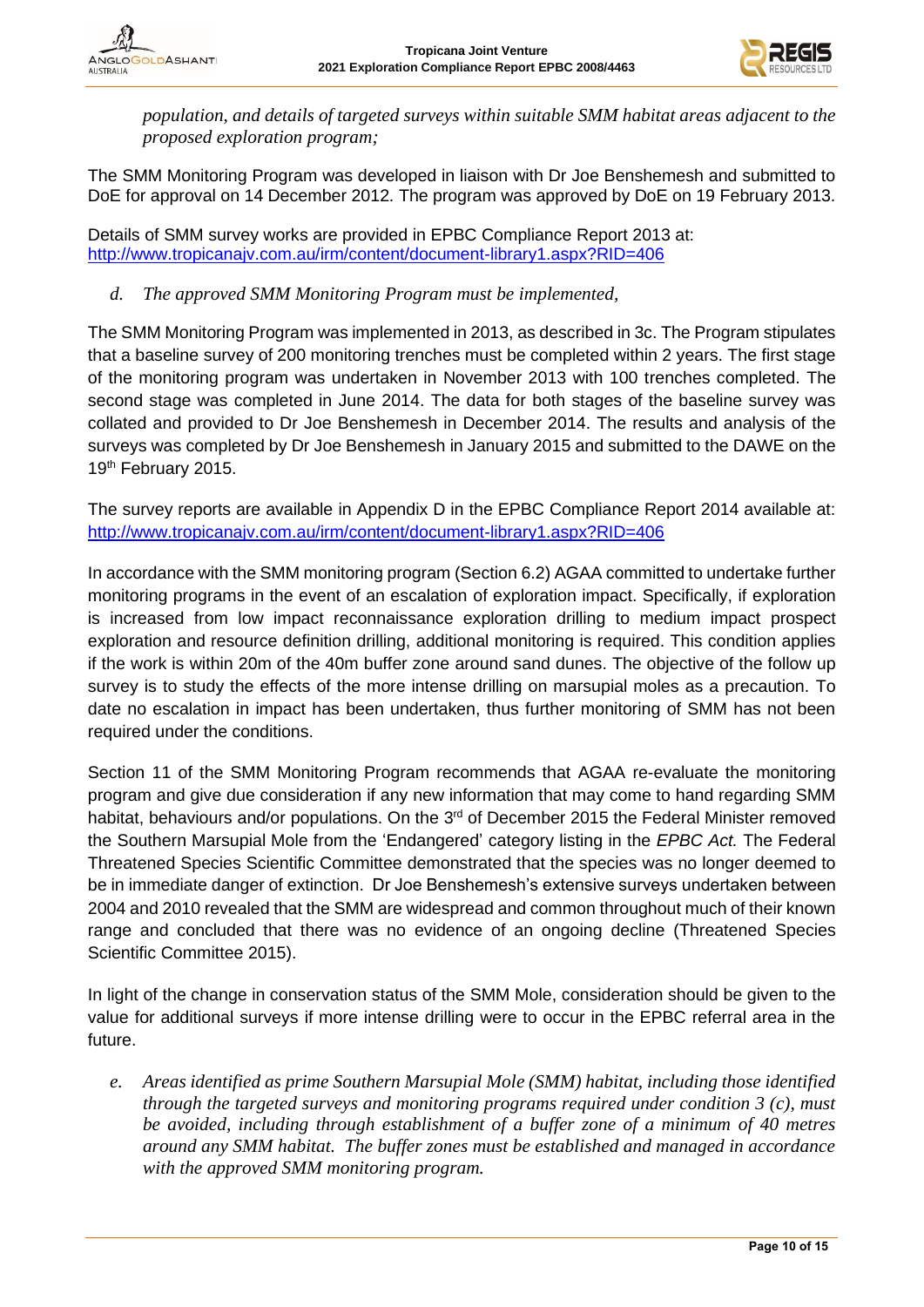*population, and details of targeted surveys within suitable SMM habitat areas adjacent to the proposed exploration program;*

The SMM Monitoring Program was developed in liaison with Dr Joe Benshemesh and submitted to DoE for approval on 14 December 2012. The program was approved by DoE on 19 February 2013.

Details of SMM survey works are provided in EPBC Compliance Report 2013 at:
http://www.tropicanajv.com.au/irm/content/document-library1.aspx?RID=406

*d. The approved SMM Monitoring Program must be implemented,*

The SMM Monitoring Program was implemented in 2013, as described in 3c. The Program stipulates that a baseline survey of 200 monitoring trenches must be completed within 2 years. The first stage of the monitoring program was undertaken in November 2013 with 100 trenches completed. The second stage was completed in June 2014. The data for both stages of the baseline survey was collated and provided to Dr Joe Benshemesh in December 2014. The results and analysis of the surveys was completed by Dr Joe Benshemesh in January 2015 and submitted to the DAWE on the 19th February 2015.

The survey reports are available in Appendix D in the EPBC Compliance Report 2014 available at:
http://www.tropicanajv.com.au/irm/content/document-library1.aspx?RID=406

In accordance with the SMM monitoring program (Section 6.2) AGAA committed to undertake further monitoring programs in the event of an escalation of exploration impact. Specifically, if exploration is increased from low impact reconnaissance exploration drilling to medium impact prospect exploration and resource definition drilling, additional monitoring is required. This condition applies if the work is within 20m of the 40m buffer zone around sand dunes. The objective of the follow up survey is to study the effects of the more intense drilling on marsupial moles as a precaution. To date no escalation in impact has been undertaken, thus further monitoring of SMM has not been required under the conditions.

Section 11 of the SMM Monitoring Program recommends that AGAA re-evaluate the monitoring program and give due consideration if any new information that may come to hand regarding SMM habitat, behaviours and/or populations. On the 3rd of December 2015 the Federal Minister removed the Southern Marsupial Mole from the 'Endangered' category listing in the *EPBC Act.* The Federal Threatened Species Scientific Committee demonstrated that the species was no longer deemed to be in immediate danger of extinction. Dr Joe Benshemesh's extensive surveys undertaken between 2004 and 2010 revealed that the SMM are widespread and common throughout much of their known range and concluded that there was no evidence of an ongoing decline (Threatened Species Scientific Committee 2015).

In light of the change in conservation status of the SMM Mole, consideration should be given to the value for additional surveys if more intense drilling were to occur in the EPBC referral area in the future.

*e. Areas identified as prime Southern Marsupial Mole (SMM) habitat, including those identified through the targeted surveys and monitoring programs required under condition 3 (c), must be avoided, including through establishment of a buffer zone of a minimum of 40 metres around any SMM habitat. The buffer zones must be established and managed in accordance with the approved SMM monitoring program.*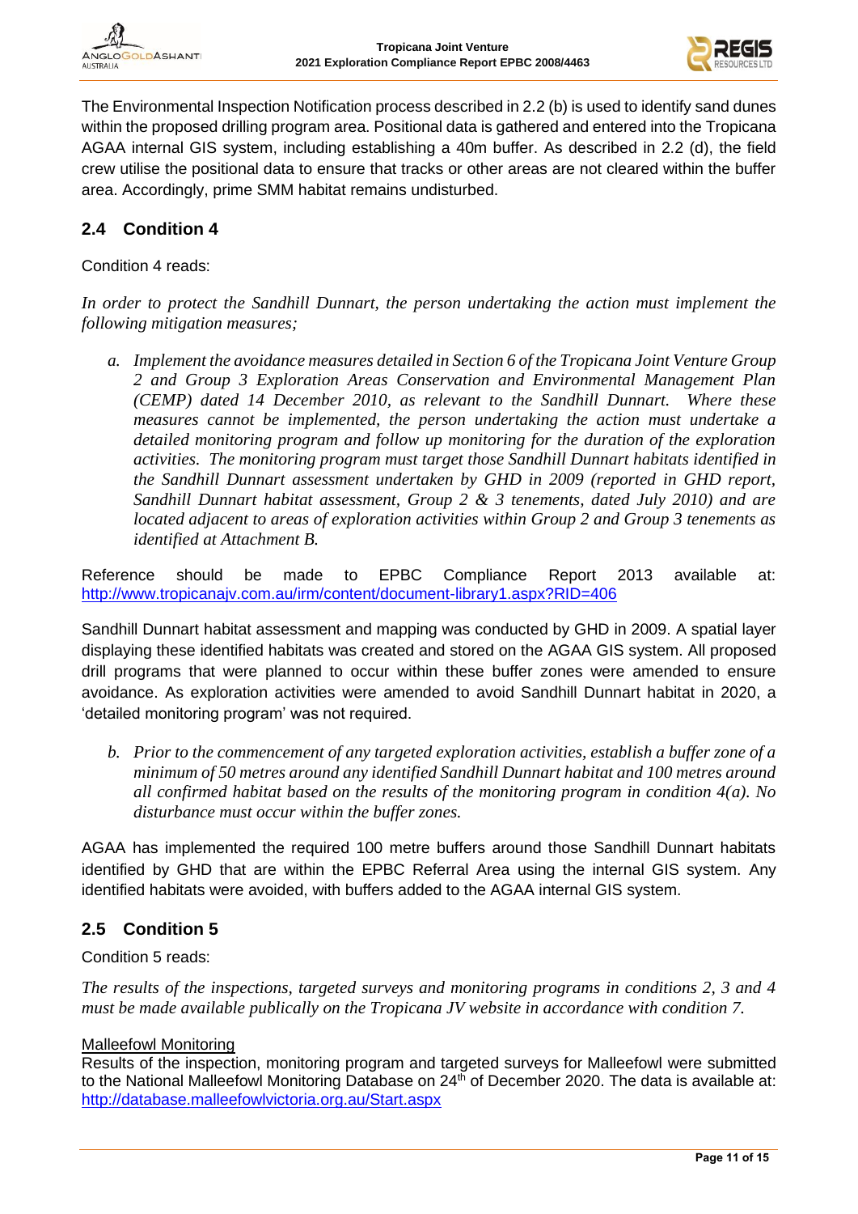The Environmental Inspection Notification process described in 2.2 (b) is used to identify sand dunes within the proposed drilling program area. Positional data is gathered and entered into the Tropicana AGAA internal GIS system, including establishing a 40m buffer. As described in 2.2 (d), the field crew utilise the positional data to ensure that tracks or other areas are not cleared within the buffer area. Accordingly, prime SMM habitat remains undisturbed.

## 2.4 Condition 4

Condition 4 reads:

*In order to protect the Sandhill Dunnart, the person undertaking the action must implement the following mitigation measures;*

a. *Implement the avoidance measures detailed in Section 6 of the Tropicana Joint Venture Group 2 and Group 3 Exploration Areas Conservation and Environmental Management Plan (CEMP) dated 14 December 2010, as relevant to the Sandhill Dunnart. Where these measures cannot be implemented, the person undertaking the action must undertake a detailed monitoring program and follow up monitoring for the duration of the exploration activities. The monitoring program must target those Sandhill Dunnart habitats identified in the Sandhill Dunnart assessment undertaken by GHD in 2009 (reported in GHD report, Sandhill Dunnart habitat assessment, Group 2 & 3 tenements, dated July 2010) and are located adjacent to areas of exploration activities within Group 2 and Group 3 tenements as identified at Attachment B.*

Reference should be made to EPBC Compliance Report 2013 available at: http://www.tropicanajv.com.au/irm/content/document-library1.aspx?RID=406

Sandhill Dunnart habitat assessment and mapping was conducted by GHD in 2009. A spatial layer displaying these identified habitats was created and stored on the AGAA GIS system. All proposed drill programs that were planned to occur within these buffer zones were amended to ensure avoidance. As exploration activities were amended to avoid Sandhill Dunnart habitat in 2020, a 'detailed monitoring program' was not required.

b. *Prior to the commencement of any targeted exploration activities, establish a buffer zone of a minimum of 50 metres around any identified Sandhill Dunnart habitat and 100 metres around all confirmed habitat based on the results of the monitoring program in condition 4(a). No disturbance must occur within the buffer zones.*

AGAA has implemented the required 100 metre buffers around those Sandhill Dunnart habitats identified by GHD that are within the EPBC Referral Area using the internal GIS system. Any identified habitats were avoided, with buffers added to the AGAA internal GIS system.

## 2.5 Condition 5

Condition 5 reads:

*The results of the inspections, targeted surveys and monitoring programs in conditions 2, 3 and 4 must be made available publically on the Tropicana JV website in accordance with condition 7.*

Malleefowl Monitoring

Results of the inspection, monitoring program and targeted surveys for Malleefowl were submitted to the National Malleefowl Monitoring Database on 24th of December 2020. The data is available at: http://database.malleefowlvictoria.org.au/Start.aspx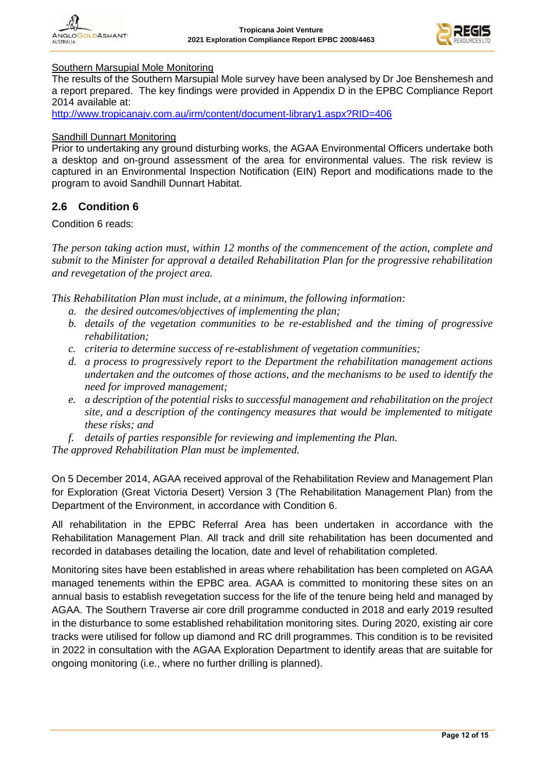<u>Southern Marsupial Mole Monitoring</u>

The results of the Southern Marsupial Mole survey have been analysed by Dr Joe Benshemesh and a report prepared. The key findings were provided in Appendix D in the EPBC Compliance Report 2014 available at:
http://www.tropicanajv.com.au/irm/content/document-library1.aspx?RID=406

<u>Sandhill Dunnart Monitoring</u>

Prior to undertaking any ground disturbing works, the AGAA Environmental Officers undertake both a desktop and on-ground assessment of the area for environmental values. The risk review is captured in an Environmental Inspection Notification (EIN) Report and modifications made to the program to avoid Sandhill Dunnart Habitat.

## 2.6 Condition 6

Condition 6 reads:

*The person taking action must, within 12 months of the commencement of the action, complete and submit to the Minister for approval a detailed Rehabilitation Plan for the progressive rehabilitation and revegetation of the project area.*

*This Rehabilitation Plan must include, at a minimum, the following information:*

- *a. the desired outcomes/objectives of implementing the plan;*
- *b. details of the vegetation communities to be re-established and the timing of progressive rehabilitation;*
- *c. criteria to determine success of re-establishment of vegetation communities;*
- *d. a process to progressively report to the Department the rehabilitation management actions undertaken and the outcomes of those actions, and the mechanisms to be used to identify the need for improved management;*
- *e. a description of the potential risks to successful management and rehabilitation on the project site, and a description of the contingency measures that would be implemented to mitigate these risks; and*
- *f. details of parties responsible for reviewing and implementing the Plan.*

*The approved Rehabilitation Plan must be implemented.*

On 5 December 2014, AGAA received approval of the Rehabilitation Review and Management Plan for Exploration (Great Victoria Desert) Version 3 (The Rehabilitation Management Plan) from the Department of the Environment, in accordance with Condition 6.

All rehabilitation in the EPBC Referral Area has been undertaken in accordance with the Rehabilitation Management Plan. All track and drill site rehabilitation has been documented and recorded in databases detailing the location, date and level of rehabilitation completed.

Monitoring sites have been established in areas where rehabilitation has been completed on AGAA managed tenements within the EPBC area. AGAA is committed to monitoring these sites on an annual basis to establish revegetation success for the life of the tenure being held and managed by AGAA. The Southern Traverse air core drill programme conducted in 2018 and early 2019 resulted in the disturbance to some established rehabilitation monitoring sites. During 2020, existing air core tracks were utilised for follow up diamond and RC drill programmes. This condition is to be revisited in 2022 in consultation with the AGAA Exploration Department to identify areas that are suitable for ongoing monitoring (i.e., where no further drilling is planned).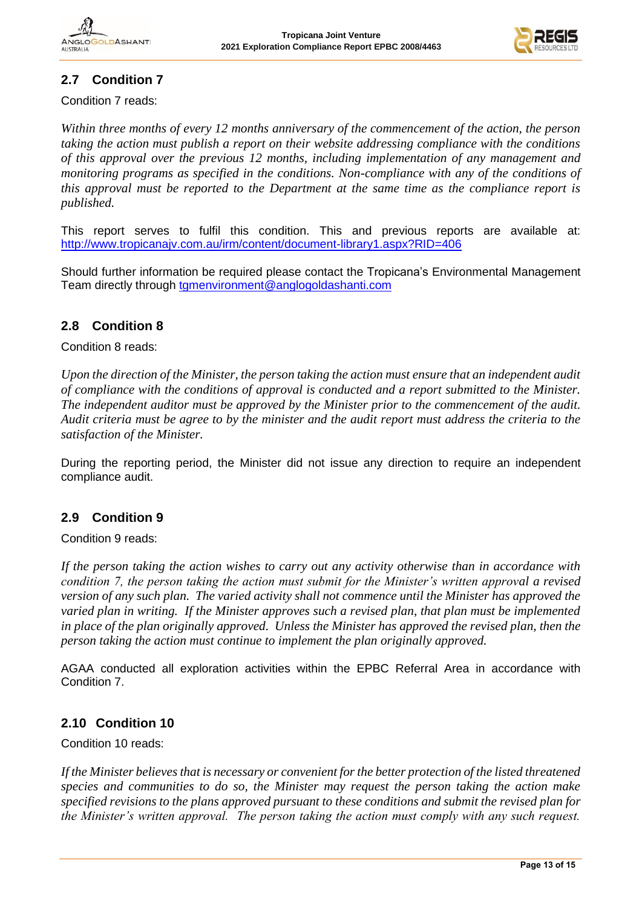## 2.7 Condition 7

Condition 7 reads:

*Within three months of every 12 months anniversary of the commencement of the action, the person taking the action must publish a report on their website addressing compliance with the conditions of this approval over the previous 12 months, including implementation of any management and monitoring programs as specified in the conditions. Non-compliance with any of the conditions of this approval must be reported to the Department at the same time as the compliance report is published.*

This report serves to fulfil this condition. This and previous reports are available at: http://www.tropicanajv.com.au/irm/content/document-library1.aspx?RID=406

Should further information be required please contact the Tropicana's Environmental Management Team directly through tgmenvironment@anglogoldashanti.com

## 2.8 Condition 8

Condition 8 reads:

*Upon the direction of the Minister, the person taking the action must ensure that an independent audit of compliance with the conditions of approval is conducted and a report submitted to the Minister. The independent auditor must be approved by the Minister prior to the commencement of the audit. Audit criteria must be agree to by the minister and the audit report must address the criteria to the satisfaction of the Minister.*

During the reporting period, the Minister did not issue any direction to require an independent compliance audit.

## 2.9 Condition 9

Condition 9 reads:

*If the person taking the action wishes to carry out any activity otherwise than in accordance with condition 7, the person taking the action must submit for the Minister's written approval a revised version of any such plan. The varied activity shall not commence until the Minister has approved the varied plan in writing. If the Minister approves such a revised plan, that plan must be implemented in place of the plan originally approved. Unless the Minister has approved the revised plan, then the person taking the action must continue to implement the plan originally approved.*

AGAA conducted all exploration activities within the EPBC Referral Area in accordance with Condition 7.

## 2.10 Condition 10

Condition 10 reads:

*If the Minister believes that is necessary or convenient for the better protection of the listed threatened species and communities to do so, the Minister may request the person taking the action make specified revisions to the plans approved pursuant to these conditions and submit the revised plan for the Minister's written approval. The person taking the action must comply with any such request.*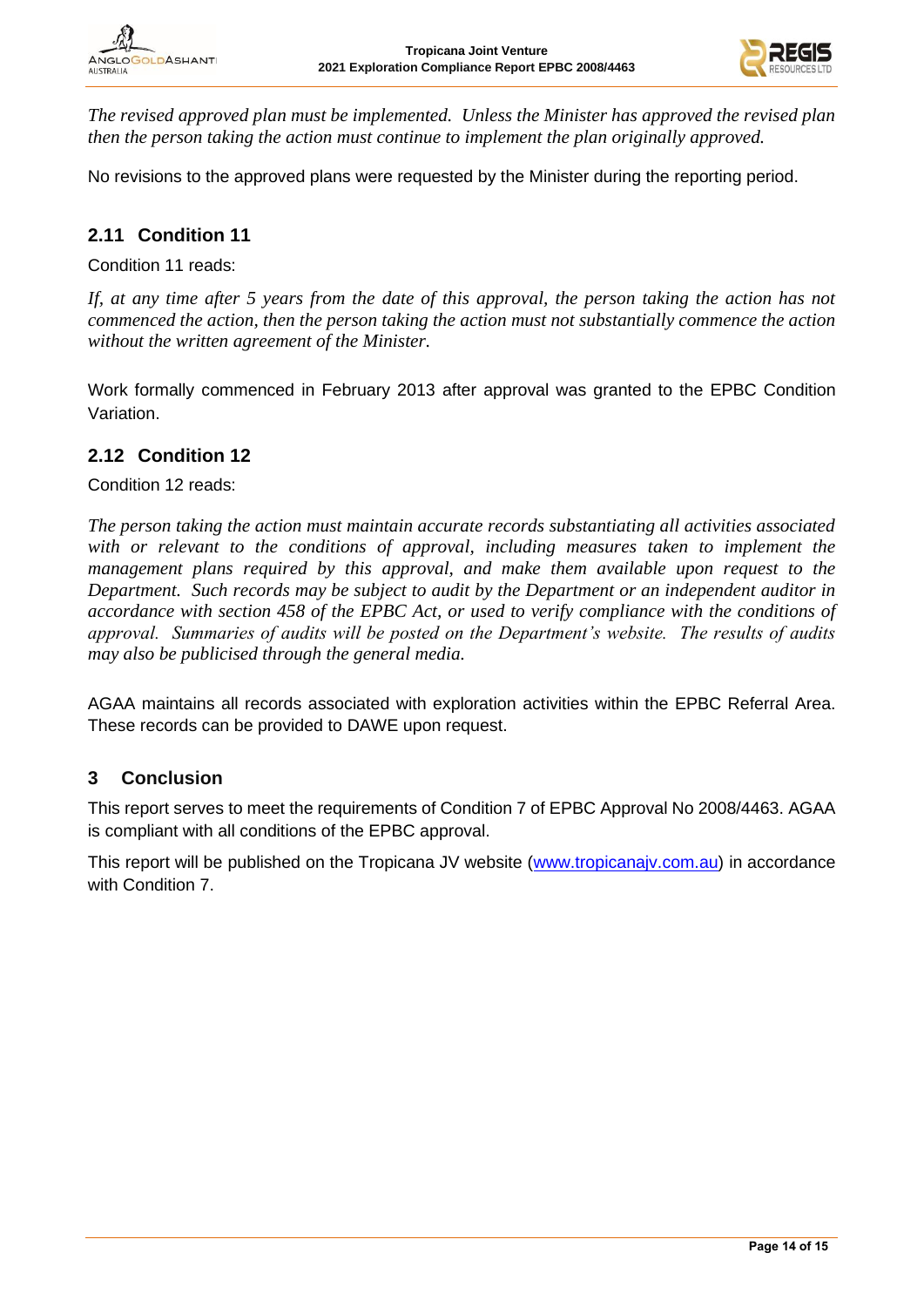*The revised approved plan must be implemented. Unless the Minister has approved the revised plan then the person taking the action must continue to implement the plan originally approved.*

No revisions to the approved plans were requested by the Minister during the reporting period.

## 2.11 Condition 11

Condition 11 reads:

*If, at any time after 5 years from the date of this approval, the person taking the action has not commenced the action, then the person taking the action must not substantially commence the action without the written agreement of the Minister.*

Work formally commenced in February 2013 after approval was granted to the EPBC Condition Variation.

## 2.12 Condition 12

Condition 12 reads:

*The person taking the action must maintain accurate records substantiating all activities associated with or relevant to the conditions of approval, including measures taken to implement the management plans required by this approval, and make them available upon request to the Department. Such records may be subject to audit by the Department or an independent auditor in accordance with section 458 of the EPBC Act, or used to verify compliance with the conditions of approval. Summaries of audits will be posted on the Department's website. The results of audits may also be publicised through the general media.*

AGAA maintains all records associated with exploration activities within the EPBC Referral Area. These records can be provided to DAWE upon request.

# 3 Conclusion

This report serves to meet the requirements of Condition 7 of EPBC Approval No 2008/4463. AGAA is compliant with all conditions of the EPBC approval.

This report will be published on the Tropicana JV website (www.tropicanajv.com.au) in accordance with Condition 7.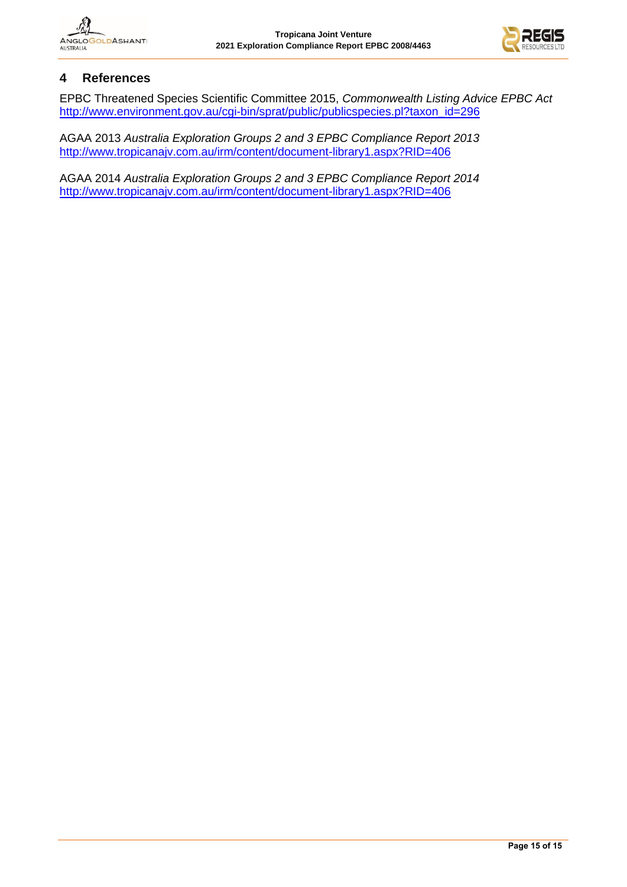# 4 References

EPBC Threatened Species Scientific Committee 2015, *Commonwealth Listing Advice EPBC Act* http://www.environment.gov.au/cgi-bin/sprat/public/publicspecies.pl?taxon_id=296

AGAA 2013 *Australia Exploration Groups 2 and 3 EPBC Compliance Report 2013* http://www.tropicanajv.com.au/irm/content/document-library1.aspx?RID=406

AGAA 2014 *Australia Exploration Groups 2 and 3 EPBC Compliance Report 2014* http://www.tropicanajv.com.au/irm/content/document-library1.aspx?RID=406